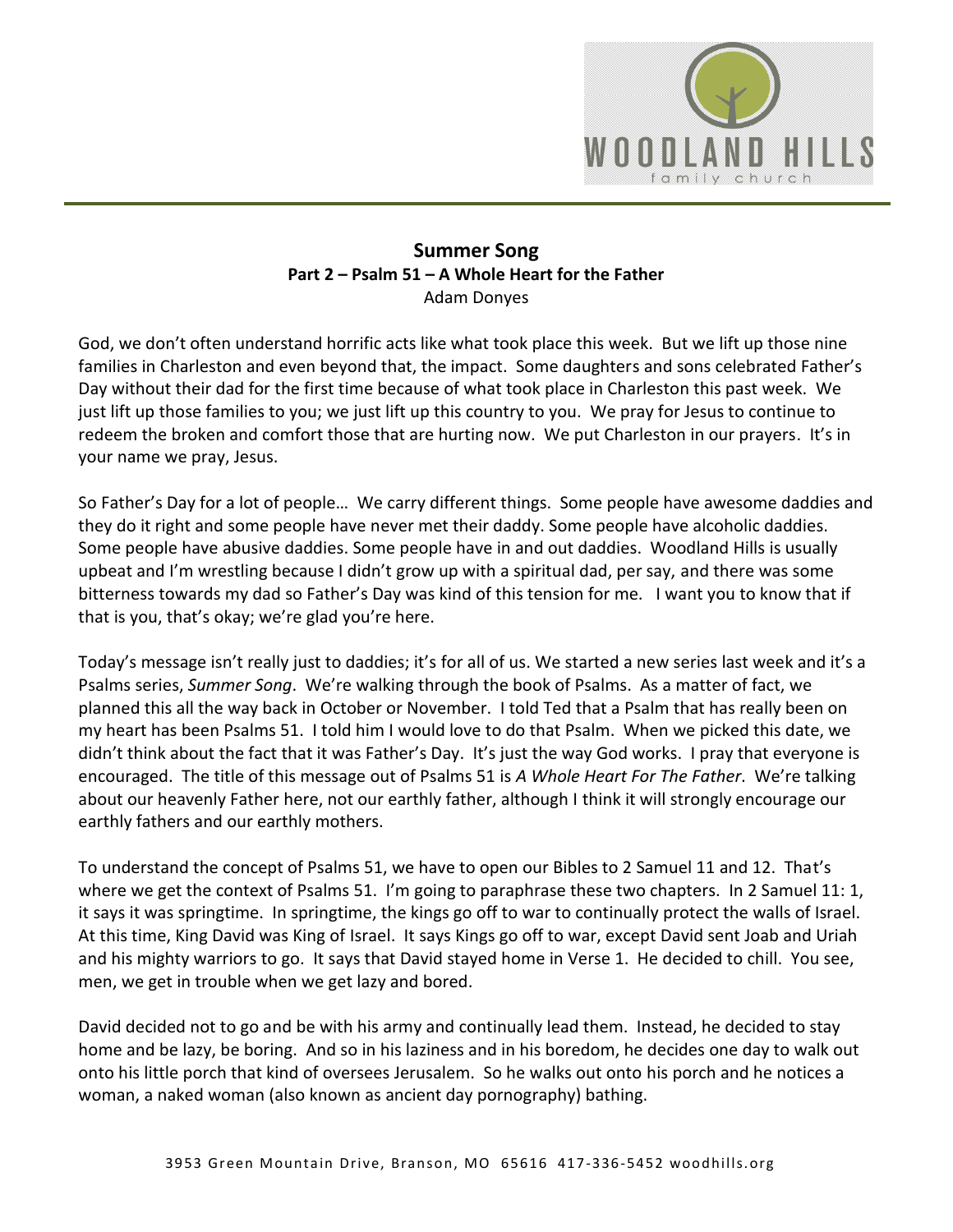# Summer Song

## Part 2 – Psalm 51 – A Whole Heart for the Father

Adam Donyes

God, we don't often understand horrific acts like what took place this week. But we lift up those nine families in Charleston and even beyond that, the impact. Some daughters and sons celebrated Father's Day without their dad for the first time because of what took place in Charleston this past week. We just lift up those families to you; we just lift up this country to you. We pray for Jesus to continue to redeem the broken and comfort those that are hurting now. We put Charleston in our prayers. It's in your name we pray, Jesus.

So Father's Day for a lot of people… We carry different things. Some people have awesome daddies and they do it right and some people have never met their daddy. Some people have alcoholic daddies. Some people have abusive daddies. Some people have in and out daddies. Woodland Hills is usually upbeat and I'm wrestling because I didn't grow up with a spiritual dad, per say, and there was some bitterness towards my dad so Father's Day was kind of this tension for me. I want you to know that if that is you, that's okay; we're glad you're here.

Today's message isn't really just to daddies; it's for all of us. We started a new series last week and it's a Psalms series, *Summer Song*. We're walking through the book of Psalms. As a matter of fact, we planned this all the way back in October or November. I told Ted that a Psalm that has really been on my heart has been Psalms 51. I told him I would love to do that Psalm. When we picked this date, we didn't think about the fact that it was Father's Day. It's just the way God works. I pray that everyone is encouraged. The title of this message out of Psalms 51 is *A Whole Heart For The Father*. We're talking about our heavenly Father here, not our earthly father, although I think it will strongly encourage our earthly fathers and our earthly mothers.

To understand the concept of Psalms 51, we have to open our Bibles to 2 Samuel 11 and 12. That's where we get the context of Psalms 51. I'm going to paraphrase these two chapters. In 2 Samuel 11: 1, it says it was springtime. In springtime, the kings go off to war to continually protect the walls of Israel. At this time, King David was King of Israel. It says Kings go off to war, except David sent Joab and Uriah and his mighty warriors to go. It says that David stayed home in Verse 1. He decided to chill. You see, men, we get in trouble when we get lazy and bored.

David decided not to go and be with his army and continually lead them. Instead, he decided to stay home and be lazy, be boring. And so in his laziness and in his boredom, he decides one day to walk out onto his little porch that kind of oversees Jerusalem. So he walks out onto his porch and he notices a woman, a naked woman (also known as ancient day pornography) bathing.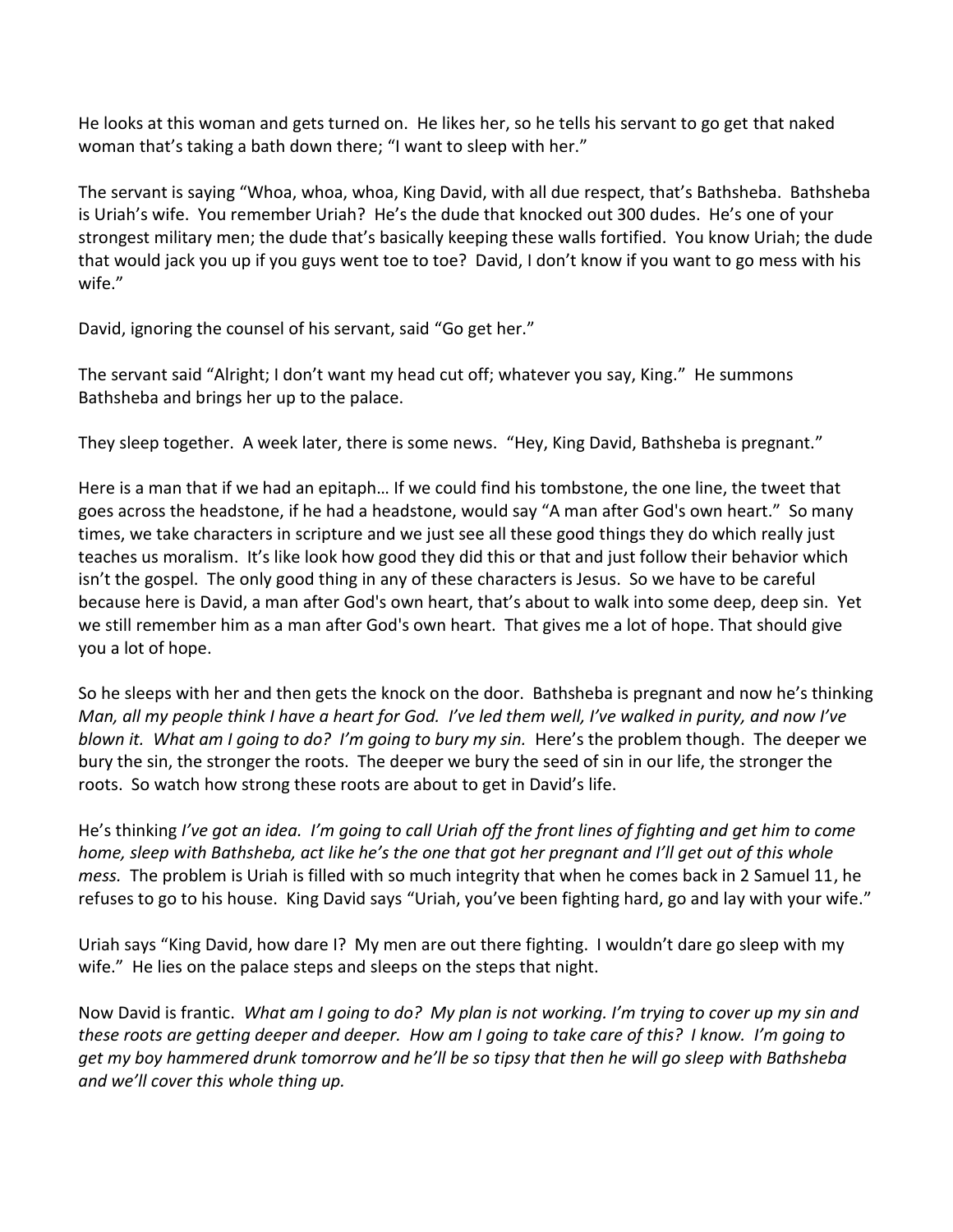He looks at this woman and gets turned on. He likes her, so he tells his servant to go get that naked woman that's taking a bath down there; "I want to sleep with her."

The servant is saying "Whoa, whoa, whoa, King David, with all due respect, that's Bathsheba. Bathsheba is Uriah's wife. You remember Uriah? He's the dude that knocked out 300 dudes. He's one of your strongest military men; the dude that's basically keeping these walls fortified. You know Uriah; the dude that would jack you up if you guys went toe to toe? David, I don't know if you want to go mess with his wife."

David, ignoring the counsel of his servant, said "Go get her."

The servant said "Alright; I don't want my head cut off; whatever you say, King." He summons Bathsheba and brings her up to the palace.

They sleep together. A week later, there is some news. "Hey, King David, Bathsheba is pregnant."

Here is a man that if we had an epitaph… If we could find his tombstone, the one line, the tweet that goes across the headstone, if he had a headstone, would say "A man after God's own heart." So many times, we take characters in scripture and we just see all these good things they do which really just teaches us moralism. It's like look how good they did this or that and just follow their behavior which isn't the gospel. The only good thing in any of these characters is Jesus. So we have to be careful because here is David, a man after God's own heart, that's about to walk into some deep, deep sin. Yet we still remember him as a man after God's own heart. That gives me a lot of hope. That should give you a lot of hope.

So he sleeps with her and then gets the knock on the door. Bathsheba is pregnant and now he's thinking *Man, all my people think I have a heart for God. I've led them well, I've walked in purity, and now I've blown it. What am I going to do? I'm going to bury my sin.* Here's the problem though. The deeper we bury the sin, the stronger the roots. The deeper we bury the seed of sin in our life, the stronger the roots. So watch how strong these roots are about to get in David's life.

He's thinking *I've got an idea. I'm going to call Uriah off the front lines of fighting and get him to come home, sleep with Bathsheba, act like he's the one that got her pregnant and I'll get out of this whole mess.* The problem is Uriah is filled with so much integrity that when he comes back in 2 Samuel 11, he refuses to go to his house. King David says "Uriah, you've been fighting hard, go and lay with your wife."

Uriah says "King David, how dare I? My men are out there fighting. I wouldn't dare go sleep with my wife." He lies on the palace steps and sleeps on the steps that night.

Now David is frantic. *What am I going to do? My plan is not working. I'm trying to cover up my sin and these roots are getting deeper and deeper. How am I going to take care of this? I know. I'm going to get my boy hammered drunk tomorrow and he'll be so tipsy that then he will go sleep with Bathsheba and we'll cover this whole thing up.*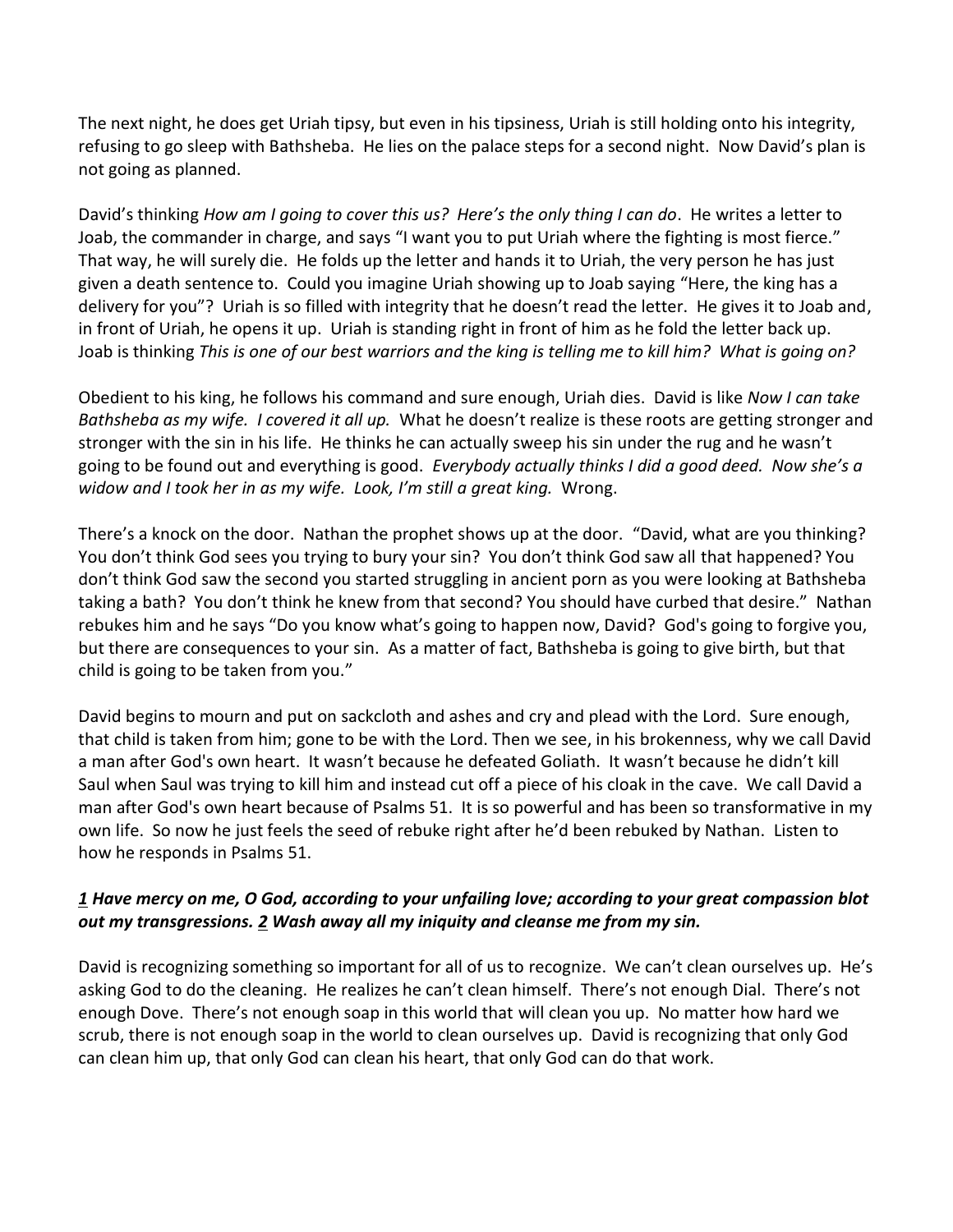The next night, he does get Uriah tipsy, but even in his tipsiness, Uriah is still holding onto his integrity, refusing to go sleep with Bathsheba. He lies on the palace steps for a second night. Now David's plan is not going as planned.

David's thinking *How am I going to cover this us? Here's the only thing I can do*. He writes a letter to Joab, the commander in charge, and says "I want you to put Uriah where the fighting is most fierce." That way, he will surely die. He folds up the letter and hands it to Uriah, the very person he has just given a death sentence to. Could you imagine Uriah showing up to Joab saying "Here, the king has a delivery for you"? Uriah is so filled with integrity that he doesn't read the letter. He gives it to Joab and, in front of Uriah, he opens it up. Uriah is standing right in front of him as he fold the letter back up. Joab is thinking *This is one of our best warriors and the king is telling me to kill him? What is going on?*

Obedient to his king, he follows his command and sure enough, Uriah dies. David is like *Now I can take Bathsheba as my wife. I covered it all up.* What he doesn't realize is these roots are getting stronger and stronger with the sin in his life. He thinks he can actually sweep his sin under the rug and he wasn't going to be found out and everything is good. *Everybody actually thinks I did a good deed. Now she's a widow and I took her in as my wife. Look, I'm still a great king.* Wrong.

There's a knock on the door. Nathan the prophet shows up at the door. "David, what are you thinking? You don't think God sees you trying to bury your sin? You don't think God saw all that happened? You don't think God saw the second you started struggling in ancient porn as you were looking at Bathsheba taking a bath? You don't think he knew from that second? You should have curbed that desire." Nathan rebukes him and he says "Do you know what's going to happen now, David? God's going to forgive you, but there are consequences to your sin. As a matter of fact, Bathsheba is going to give birth, but that child is going to be taken from you."

David begins to mourn and put on sackcloth and ashes and cry and plead with the Lord. Sure enough, that child is taken from him; gone to be with the Lord. Then we see, in his brokenness, why we call David a man after God's own heart. It wasn't because he defeated Goliath. It wasn't because he didn't kill Saul when Saul was trying to kill him and instead cut off a piece of his cloak in the cave. We call David a man after God's own heart because of Psalms 51. It is so powerful and has been so transformative in my own life. So now he just feels the seed of rebuke right after he'd been rebuked by Nathan. Listen to how he responds in Psalms 51.

***1** Have mercy on me, O God, according to your unfailing love; according to your great compassion blot out my transgressions. **2** Wash away all my iniquity and cleanse me from my sin.*

David is recognizing something so important for all of us to recognize. We can't clean ourselves up. He's asking God to do the cleaning. He realizes he can't clean himself. There's not enough Dial. There's not enough Dove. There's not enough soap in this world that will clean you up. No matter how hard we scrub, there is not enough soap in the world to clean ourselves up. David is recognizing that only God can clean him up, that only God can clean his heart, that only God can do that work.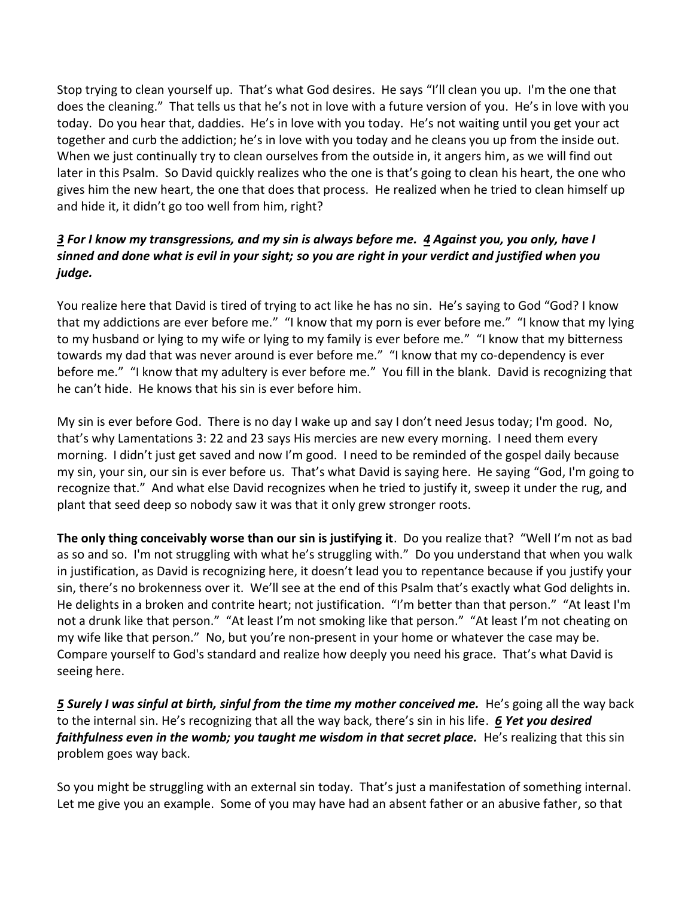Stop trying to clean yourself up. That's what God desires. He says "I'll clean you up. I'm the one that does the cleaning." That tells us that he's not in love with a future version of you. He's in love with you today. Do you hear that, daddies. He's in love with you today. He's not waiting until you get your act together and curb the addiction; he's in love with you today and he cleans you up from the inside out. When we just continually try to clean ourselves from the outside in, it angers him, as we will find out later in this Psalm. So David quickly realizes who the one is that's going to clean his heart, the one who gives him the new heart, the one that does that process. He realized when he tried to clean himself up and hide it, it didn't go too well from him, right?

***<u>3</u> For I know my transgressions, and my sin is always before me. <u>4</u> Against you, you only, have I sinned and done what is evil in your sight; so you are right in your verdict and justified when you judge.***

You realize here that David is tired of trying to act like he has no sin. He's saying to God "God? I know that my addictions are ever before me." "I know that my porn is ever before me." "I know that my lying to my husband or lying to my wife or lying to my family is ever before me." "I know that my bitterness towards my dad that was never around is ever before me." "I know that my co-dependency is ever before me." "I know that my adultery is ever before me." You fill in the blank. David is recognizing that he can't hide. He knows that his sin is ever before him.

My sin is ever before God. There is no day I wake up and say I don't need Jesus today; I'm good. No, that's why Lamentations 3: 22 and 23 says His mercies are new every morning. I need them every morning. I didn't just get saved and now I'm good. I need to be reminded of the gospel daily because my sin, your sin, our sin is ever before us. That's what David is saying here. He saying "God, I'm going to recognize that." And what else David recognizes when he tried to justify it, sweep it under the rug, and plant that seed deep so nobody saw it was that it only grew stronger roots.

**The only thing conceivably worse than our sin is justifying it**. Do you realize that? "Well I'm not as bad as so and so. I'm not struggling with what he's struggling with." Do you understand that when you walk in justification, as David is recognizing here, it doesn't lead you to repentance because if you justify your sin, there's no brokenness over it. We'll see at the end of this Psalm that's exactly what God delights in. He delights in a broken and contrite heart; not justification. "I'm better than that person." "At least I'm not a drunk like that person." "At least I'm not smoking like that person." "At least I'm not cheating on my wife like that person." No, but you're non-present in your home or whatever the case may be. Compare yourself to God's standard and realize how deeply you need his grace. That's what David is seeing here.

***<u>5</u> Surely I was sinful at birth, sinful from the time my mother conceived me.*** He's going all the way back to the internal sin. He's recognizing that all the way back, there's sin in his life. ***<u>6</u> Yet you desired faithfulness even in the womb; you taught me wisdom in that secret place.*** He's realizing that this sin problem goes way back.

So you might be struggling with an external sin today. That's just a manifestation of something internal. Let me give you an example. Some of you may have had an absent father or an abusive father, so that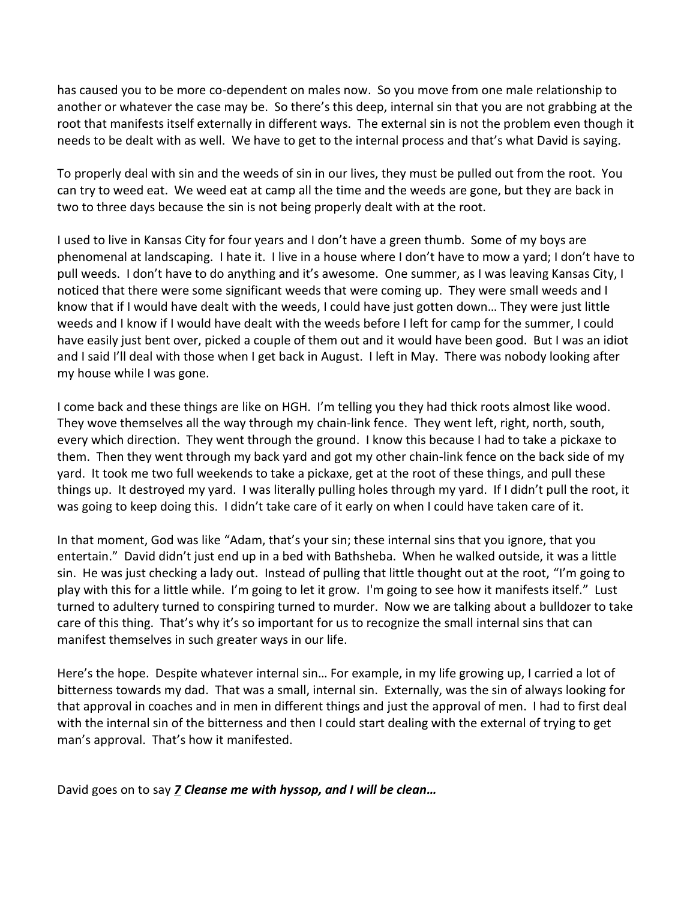has caused you to be more co-dependent on males now. So you move from one male relationship to another or whatever the case may be. So there's this deep, internal sin that you are not grabbing at the root that manifests itself externally in different ways. The external sin is not the problem even though it needs to be dealt with as well. We have to get to the internal process and that's what David is saying.

To properly deal with sin and the weeds of sin in our lives, they must be pulled out from the root. You can try to weed eat. We weed eat at camp all the time and the weeds are gone, but they are back in two to three days because the sin is not being properly dealt with at the root.

I used to live in Kansas City for four years and I don't have a green thumb. Some of my boys are phenomenal at landscaping. I hate it. I live in a house where I don't have to mow a yard; I don't have to pull weeds. I don't have to do anything and it's awesome. One summer, as I was leaving Kansas City, I noticed that there were some significant weeds that were coming up. They were small weeds and I know that if I would have dealt with the weeds, I could have just gotten down… They were just little weeds and I know if I would have dealt with the weeds before I left for camp for the summer, I could have easily just bent over, picked a couple of them out and it would have been good. But I was an idiot and I said I'll deal with those when I get back in August. I left in May. There was nobody looking after my house while I was gone.

I come back and these things are like on HGH. I'm telling you they had thick roots almost like wood. They wove themselves all the way through my chain-link fence. They went left, right, north, south, every which direction. They went through the ground. I know this because I had to take a pickaxe to them. Then they went through my back yard and got my other chain-link fence on the back side of my yard. It took me two full weekends to take a pickaxe, get at the root of these things, and pull these things up. It destroyed my yard. I was literally pulling holes through my yard. If I didn't pull the root, it was going to keep doing this. I didn't take care of it early on when I could have taken care of it.

In that moment, God was like "Adam, that's your sin; these internal sins that you ignore, that you entertain." David didn't just end up in a bed with Bathsheba. When he walked outside, it was a little sin. He was just checking a lady out. Instead of pulling that little thought out at the root, "I'm going to play with this for a little while. I'm going to let it grow. I'm going to see how it manifests itself." Lust turned to adultery turned to conspiring turned to murder. Now we are talking about a bulldozer to take care of this thing. That's why it's so important for us to recognize the small internal sins that can manifest themselves in such greater ways in our life.

Here's the hope. Despite whatever internal sin… For example, in my life growing up, I carried a lot of bitterness towards my dad. That was a small, internal sin. Externally, was the sin of always looking for that approval in coaches and in men in different things and just the approval of men. I had to first deal with the internal sin of the bitterness and then I could start dealing with the external of trying to get man's approval. That's how it manifested.

David goes on to say ***7 Cleanse me with hyssop, and I will be clean…***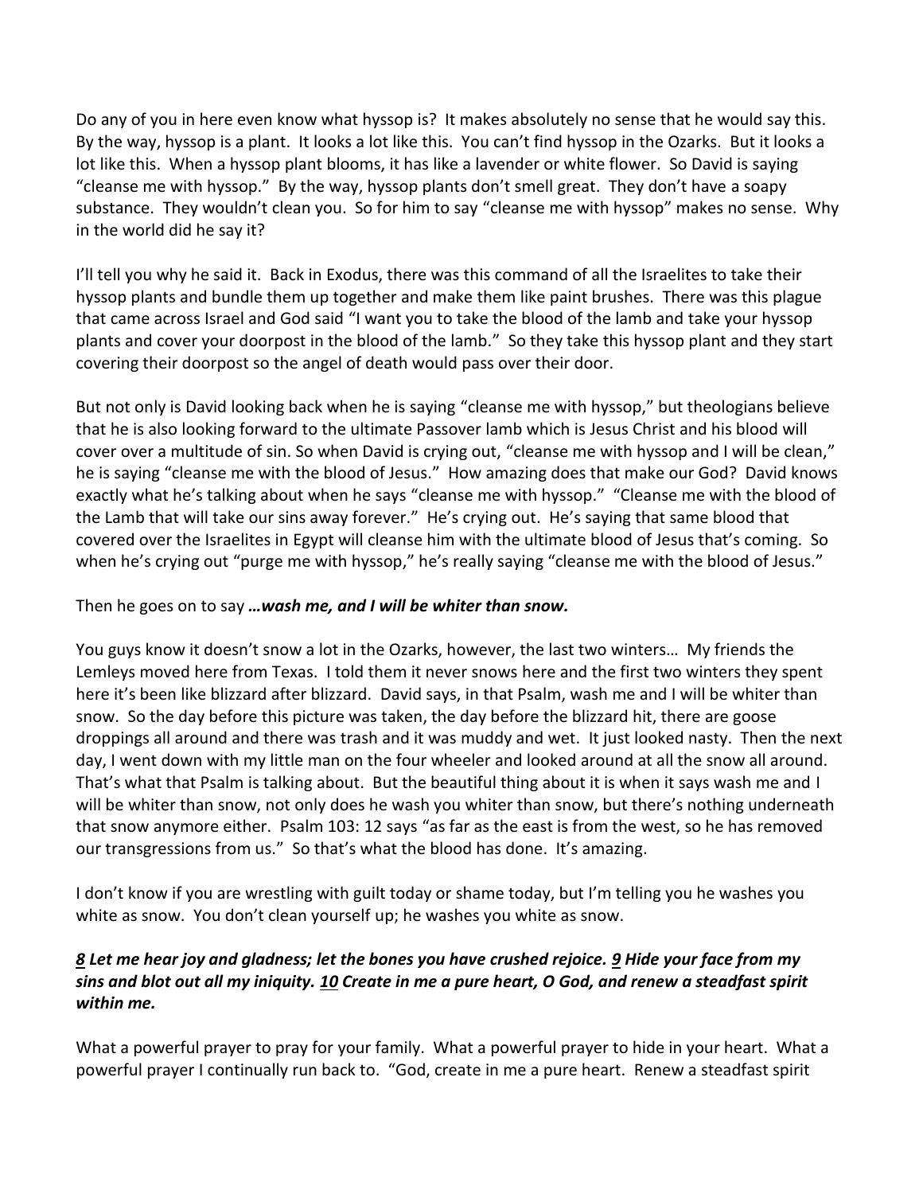Do any of you in here even know what hyssop is? It makes absolutely no sense that he would say this. By the way, hyssop is a plant. It looks a lot like this. You can't find hyssop in the Ozarks. But it looks a lot like this. When a hyssop plant blooms, it has like a lavender or white flower. So David is saying "cleanse me with hyssop." By the way, hyssop plants don't smell great. They don't have a soapy substance. They wouldn't clean you. So for him to say "cleanse me with hyssop" makes no sense. Why in the world did he say it?

I'll tell you why he said it. Back in Exodus, there was this command of all the Israelites to take their hyssop plants and bundle them up together and make them like paint brushes. There was this plague that came across Israel and God said "I want you to take the blood of the lamb and take your hyssop plants and cover your doorpost in the blood of the lamb." So they take this hyssop plant and they start covering their doorpost so the angel of death would pass over their door.

But not only is David looking back when he is saying "cleanse me with hyssop," but theologians believe that he is also looking forward to the ultimate Passover lamb which is Jesus Christ and his blood will cover over a multitude of sin. So when David is crying out, "cleanse me with hyssop and I will be clean," he is saying "cleanse me with the blood of Jesus." How amazing does that make our God? David knows exactly what he's talking about when he says "cleanse me with hyssop." "Cleanse me with the blood of the Lamb that will take our sins away forever." He's crying out. He's saying that same blood that covered over the Israelites in Egypt will cleanse him with the ultimate blood of Jesus that's coming. So when he's crying out "purge me with hyssop," he's really saying "cleanse me with the blood of Jesus."

Then he goes on to say ***…wash me, and I will be whiter than snow.***

You guys know it doesn't snow a lot in the Ozarks, however, the last two winters… My friends the Lemleys moved here from Texas. I told them it never snows here and the first two winters they spent here it's been like blizzard after blizzard. David says, in that Psalm, wash me and I will be whiter than snow. So the day before this picture was taken, the day before the blizzard hit, there are goose droppings all around and there was trash and it was muddy and wet. It just looked nasty. Then the next day, I went down with my little man on the four wheeler and looked around at all the snow all around. That's what that Psalm is talking about. But the beautiful thing about it is when it says wash me and I will be whiter than snow, not only does he wash you whiter than snow, but there's nothing underneath that snow anymore either. Psalm 103: 12 says "as far as the east is from the west, so he has removed our transgressions from us." So that's what the blood has done. It's amazing.

I don't know if you are wrestling with guilt today or shame today, but I'm telling you he washes you white as snow. You don't clean yourself up; he washes you white as snow.

***<u>8</u> Let me hear joy and gladness; let the bones you have crushed rejoice. <u>9</u> Hide your face from my sins and blot out all my iniquity. <u>10</u> Create in me a pure heart, O God, and renew a steadfast spirit within me.***

What a powerful prayer to pray for your family. What a powerful prayer to hide in your heart. What a powerful prayer I continually run back to. "God, create in me a pure heart. Renew a steadfast spirit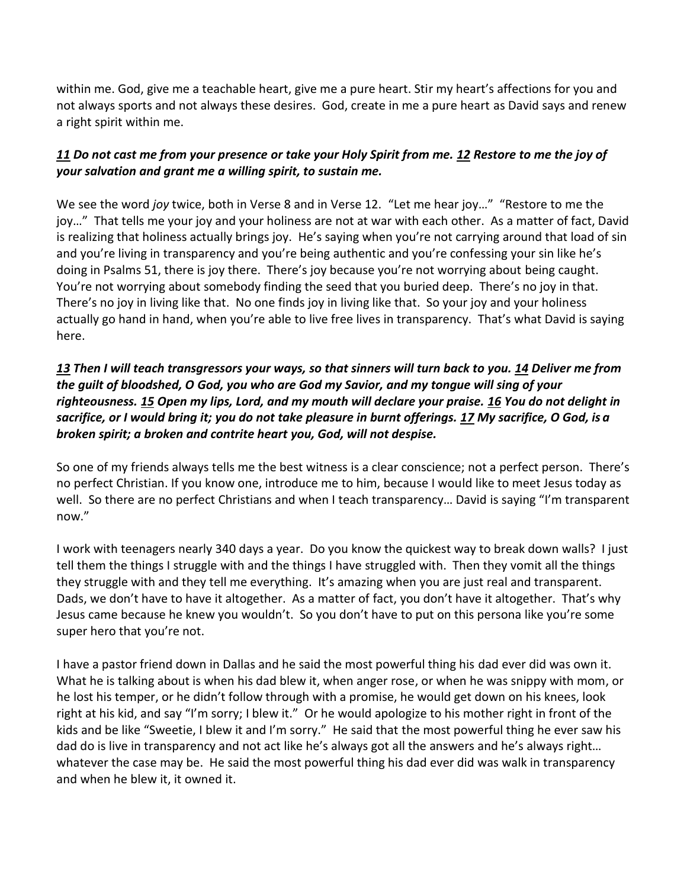within me. God, give me a teachable heart, give me a pure heart. Stir my heart's affections for you and not always sports and not always these desires. God, create in me a pure heart as David says and renew a right spirit within me.

***11 Do not cast me from your presence or take your Holy Spirit from me. 12 Restore to me the joy of your salvation and grant me a willing spirit, to sustain me.***

We see the word *joy* twice, both in Verse 8 and in Verse 12. "Let me hear joy…" "Restore to me the joy…" That tells me your joy and your holiness are not at war with each other. As a matter of fact, David is realizing that holiness actually brings joy. He's saying when you're not carrying around that load of sin and you're living in transparency and you're being authentic and you're confessing your sin like he's doing in Psalms 51, there is joy there. There's joy because you're not worrying about being caught. You're not worrying about somebody finding the seed that you buried deep. There's no joy in that. There's no joy in living like that. No one finds joy in living like that. So your joy and your holiness actually go hand in hand, when you're able to live free lives in transparency. That's what David is saying here.

***13 Then I will teach transgressors your ways, so that sinners will turn back to you. 14 Deliver me from the guilt of bloodshed, O God, you who are God my Savior, and my tongue will sing of your righteousness. 15 Open my lips, Lord, and my mouth will declare your praise. 16 You do not delight in sacrifice, or I would bring it; you do not take pleasure in burnt offerings. 17 My sacrifice, O God, is a broken spirit; a broken and contrite heart you, God, will not despise.***

So one of my friends always tells me the best witness is a clear conscience; not a perfect person. There's no perfect Christian. If you know one, introduce me to him, because I would like to meet Jesus today as well. So there are no perfect Christians and when I teach transparency… David is saying "I'm transparent now."

I work with teenagers nearly 340 days a year. Do you know the quickest way to break down walls? I just tell them the things I struggle with and the things I have struggled with. Then they vomit all the things they struggle with and they tell me everything. It's amazing when you are just real and transparent. Dads, we don't have to have it altogether. As a matter of fact, you don't have it altogether. That's why Jesus came because he knew you wouldn't. So you don't have to put on this persona like you're some super hero that you're not.

I have a pastor friend down in Dallas and he said the most powerful thing his dad ever did was own it. What he is talking about is when his dad blew it, when anger rose, or when he was snippy with mom, or he lost his temper, or he didn't follow through with a promise, he would get down on his knees, look right at his kid, and say "I'm sorry; I blew it." Or he would apologize to his mother right in front of the kids and be like "Sweetie, I blew it and I'm sorry." He said that the most powerful thing he ever saw his dad do is live in transparency and not act like he's always got all the answers and he's always right… whatever the case may be. He said the most powerful thing his dad ever did was walk in transparency and when he blew it, it owned it.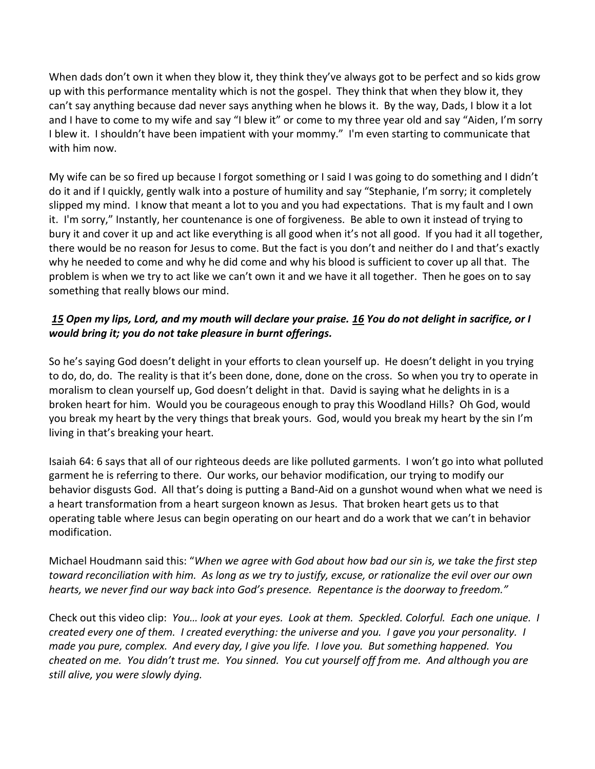When dads don't own it when they blow it, they think they've always got to be perfect and so kids grow up with this performance mentality which is not the gospel. They think that when they blow it, they can't say anything because dad never says anything when he blows it. By the way, Dads, I blow it a lot and I have to come to my wife and say "I blew it" or come to my three year old and say "Aiden, I'm sorry I blew it. I shouldn't have been impatient with your mommy." I'm even starting to communicate that with him now.

My wife can be so fired up because I forgot something or I said I was going to do something and I didn't do it and if I quickly, gently walk into a posture of humility and say "Stephanie, I'm sorry; it completely slipped my mind. I know that meant a lot to you and you had expectations. That is my fault and I own it. I'm sorry," Instantly, her countenance is one of forgiveness. Be able to own it instead of trying to bury it and cover it up and act like everything is all good when it's not all good. If you had it all together, there would be no reason for Jesus to come. But the fact is you don't and neither do I and that's exactly why he needed to come and why he did come and why his blood is sufficient to cover up all that. The problem is when we try to act like we can't own it and we have it all together. Then he goes on to say something that really blows our mind.

***15 Open my lips, Lord, and my mouth will declare your praise. 16 You do not delight in sacrifice, or I would bring it; you do not take pleasure in burnt offerings.***

So he's saying God doesn't delight in your efforts to clean yourself up. He doesn't delight in you trying to do, do, do. The reality is that it's been done, done, done on the cross. So when you try to operate in moralism to clean yourself up, God doesn't delight in that. David is saying what he delights in is a broken heart for him. Would you be courageous enough to pray this Woodland Hills? Oh God, would you break my heart by the very things that break yours. God, would you break my heart by the sin I'm living in that's breaking your heart.

Isaiah 64: 6 says that all of our righteous deeds are like polluted garments. I won't go into what polluted garment he is referring to there. Our works, our behavior modification, our trying to modify our behavior disgusts God. All that's doing is putting a Band-Aid on a gunshot wound when what we need is a heart transformation from a heart surgeon known as Jesus. That broken heart gets us to that operating table where Jesus can begin operating on our heart and do a work that we can't in behavior modification.

Michael Houdmann said this: "*When we agree with God about how bad our sin is, we take the first step toward reconciliation with him. As long as we try to justify, excuse, or rationalize the evil over our own hearts, we never find our way back into God's presence. Repentance is the doorway to freedom."*

Check out this video clip: *You… look at your eyes. Look at them. Speckled. Colorful. Each one unique. I created every one of them. I created everything: the universe and you. I gave you your personality. I made you pure, complex. And every day, I give you life. I love you. But something happened. You cheated on me. You didn't trust me. You sinned. You cut yourself off from me. And although you are still alive, you were slowly dying.*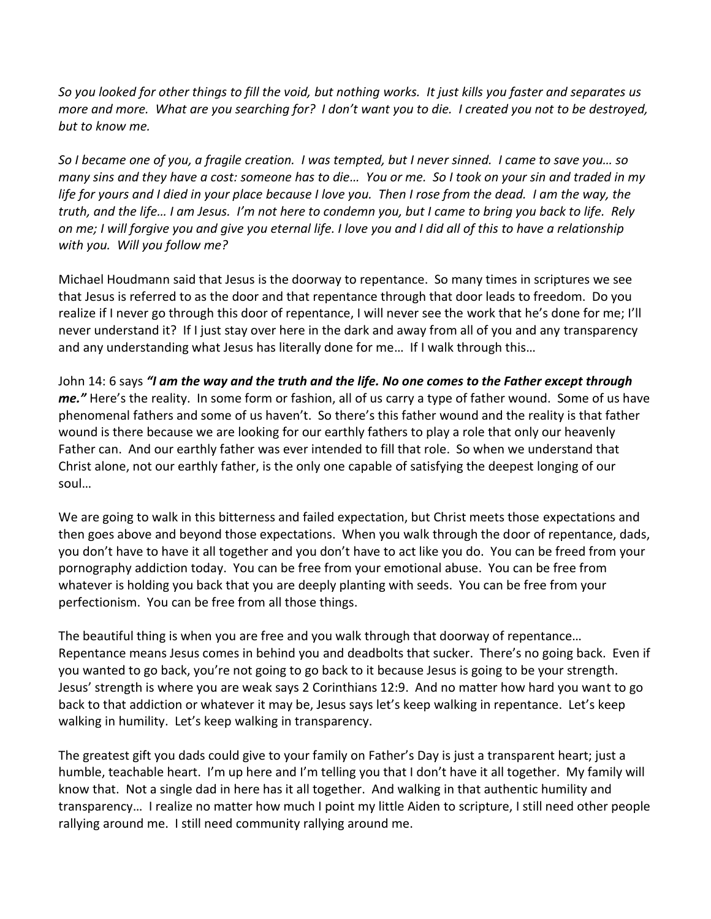*So you looked for other things to fill the void, but nothing works. It just kills you faster and separates us more and more. What are you searching for? I don't want you to die. I created you not to be destroyed, but to know me.*

*So I became one of you, a fragile creation. I was tempted, but I never sinned. I came to save you… so many sins and they have a cost: someone has to die… You or me. So I took on your sin and traded in my life for yours and I died in your place because I love you. Then I rose from the dead. I am the way, the truth, and the life… I am Jesus. I'm not here to condemn you, but I came to bring you back to life. Rely on me; I will forgive you and give you eternal life. I love you and I did all of this to have a relationship with you. Will you follow me?*

Michael Houdmann said that Jesus is the doorway to repentance. So many times in scriptures we see that Jesus is referred to as the door and that repentance through that door leads to freedom. Do you realize if I never go through this door of repentance, I will never see the work that he's done for me; I'll never understand it? If I just stay over here in the dark and away from all of you and any transparency and any understanding what Jesus has literally done for me… If I walk through this…

John 14: 6 says ***"I am the way and the truth and the life. No one comes to the Father except through me."*** Here's the reality. In some form or fashion, all of us carry a type of father wound. Some of us have phenomenal fathers and some of us haven't. So there's this father wound and the reality is that father wound is there because we are looking for our earthly fathers to play a role that only our heavenly Father can. And our earthly father was ever intended to fill that role. So when we understand that Christ alone, not our earthly father, is the only one capable of satisfying the deepest longing of our soul…

We are going to walk in this bitterness and failed expectation, but Christ meets those expectations and then goes above and beyond those expectations. When you walk through the door of repentance, dads, you don't have to have it all together and you don't have to act like you do. You can be freed from your pornography addiction today. You can be free from your emotional abuse. You can be free from whatever is holding you back that you are deeply planting with seeds. You can be free from your perfectionism. You can be free from all those things.

The beautiful thing is when you are free and you walk through that doorway of repentance… Repentance means Jesus comes in behind you and deadbolts that sucker. There's no going back. Even if you wanted to go back, you're not going to go back to it because Jesus is going to be your strength. Jesus' strength is where you are weak says 2 Corinthians 12:9. And no matter how hard you want to go back to that addiction or whatever it may be, Jesus says let's keep walking in repentance. Let's keep walking in humility. Let's keep walking in transparency.

The greatest gift you dads could give to your family on Father's Day is just a transparent heart; just a humble, teachable heart. I'm up here and I'm telling you that I don't have it all together. My family will know that. Not a single dad in here has it all together. And walking in that authentic humility and transparency… I realize no matter how much I point my little Aiden to scripture, I still need other people rallying around me. I still need community rallying around me.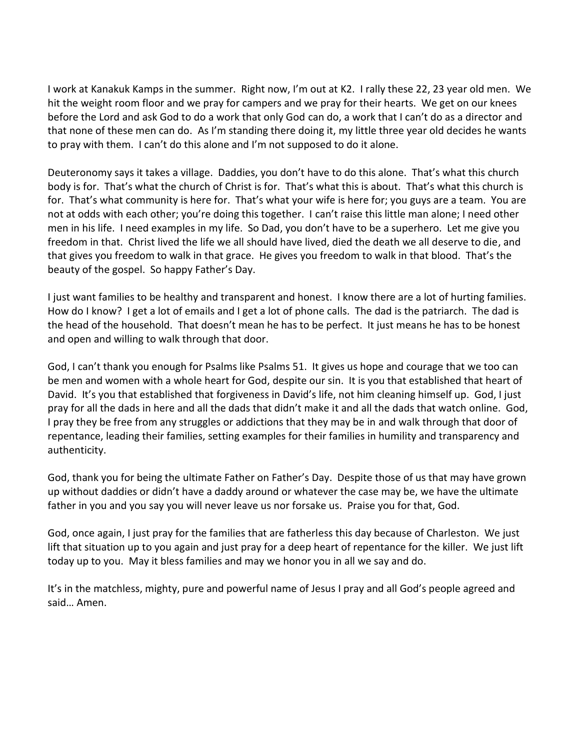I work at Kanakuk Kamps in the summer. Right now, I'm out at K2. I rally these 22, 23 year old men. We hit the weight room floor and we pray for campers and we pray for their hearts. We get on our knees before the Lord and ask God to do a work that only God can do, a work that I can't do as a director and that none of these men can do. As I'm standing there doing it, my little three year old decides he wants to pray with them. I can't do this alone and I'm not supposed to do it alone.

Deuteronomy says it takes a village. Daddies, you don't have to do this alone. That's what this church body is for. That's what the church of Christ is for. That's what this is about. That's what this church is for. That's what community is here for. That's what your wife is here for; you guys are a team. You are not at odds with each other; you're doing this together. I can't raise this little man alone; I need other men in his life. I need examples in my life. So Dad, you don't have to be a superhero. Let me give you freedom in that. Christ lived the life we all should have lived, died the death we all deserve to die, and that gives you freedom to walk in that grace. He gives you freedom to walk in that blood. That's the beauty of the gospel. So happy Father's Day.

I just want families to be healthy and transparent and honest. I know there are a lot of hurting families. How do I know? I get a lot of emails and I get a lot of phone calls. The dad is the patriarch. The dad is the head of the household. That doesn't mean he has to be perfect. It just means he has to be honest and open and willing to walk through that door.

God, I can't thank you enough for Psalms like Psalms 51. It gives us hope and courage that we too can be men and women with a whole heart for God, despite our sin. It is you that established that heart of David. It's you that established that forgiveness in David's life, not him cleaning himself up. God, I just pray for all the dads in here and all the dads that didn't make it and all the dads that watch online. God, I pray they be free from any struggles or addictions that they may be in and walk through that door of repentance, leading their families, setting examples for their families in humility and transparency and authenticity.

God, thank you for being the ultimate Father on Father's Day. Despite those of us that may have grown up without daddies or didn't have a daddy around or whatever the case may be, we have the ultimate father in you and you say you will never leave us nor forsake us. Praise you for that, God.

God, once again, I just pray for the families that are fatherless this day because of Charleston. We just lift that situation up to you again and just pray for a deep heart of repentance for the killer. We just lift today up to you. May it bless families and may we honor you in all we say and do.

It's in the matchless, mighty, pure and powerful name of Jesus I pray and all God's people agreed and said… Amen.